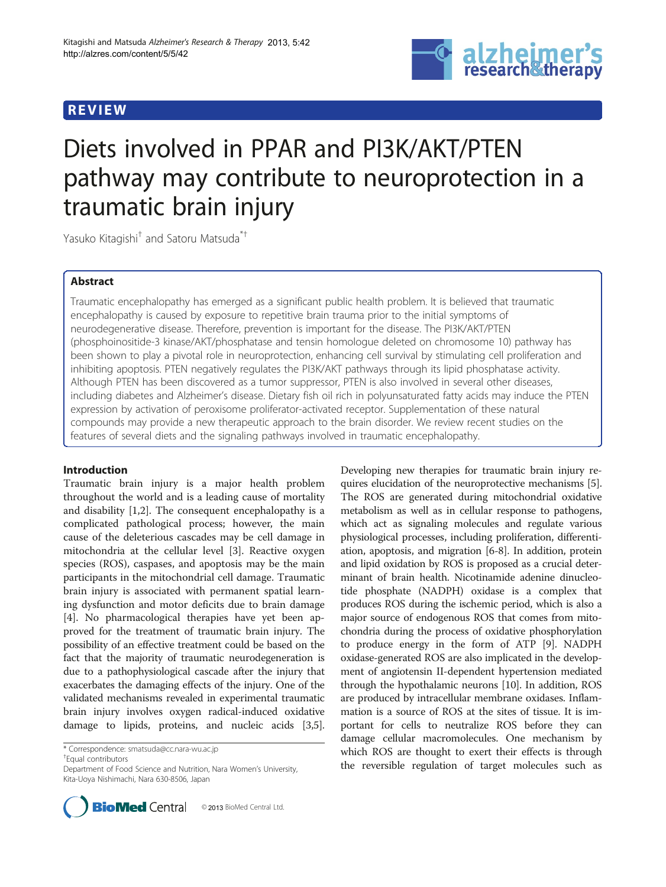## REVIEW

# Diets involved in PPAR and PI3K/AKT/PTEN pathway may contribute to neuroprotection in a traumatic brain injury

Yasuko Kitagishi[†] and Satoru Matsuda[*†]

## Abstract

Traumatic encephalopathy has emerged as a significant public health problem. It is believed that traumatic encephalopathy is caused by exposure to repetitive brain trauma prior to the initial symptoms of neurodegenerative disease. Therefore, prevention is important for the disease. The PI3K/AKT/PTEN (phosphoinositide-3 kinase/AKT/phosphatase and tensin homologue deleted on chromosome 10) pathway has been shown to play a pivotal role in neuroprotection, enhancing cell survival by stimulating cell proliferation and inhibiting apoptosis. PTEN negatively regulates the PI3K/AKT pathways through its lipid phosphatase activity. Although PTEN has been discovered as a tumor suppressor, PTEN is also involved in several other diseases, including diabetes and Alzheimer's disease. Dietary fish oil rich in polyunsaturated fatty acids may induce the PTEN expression by activation of peroxisome proliferator-activated receptor. Supplementation of these natural compounds may provide a new therapeutic approach to the brain disorder. We review recent studies on the features of several diets and the signaling pathways involved in traumatic encephalopathy.

## Introduction

Traumatic brain injury is a major health problem throughout the world and is a leading cause of mortality and disability [1,2]. The consequent encephalopathy is a complicated pathological process; however, the main cause of the deleterious cascades may be cell damage in mitochondria at the cellular level [3]. Reactive oxygen species (ROS), caspases, and apoptosis may be the main participants in the mitochondrial cell damage. Traumatic brain injury is associated with permanent spatial learning dysfunction and motor deficits due to brain damage [4]. No pharmacological therapies have yet been approved for the treatment of traumatic brain injury. The possibility of an effective treatment could be based on the fact that the majority of traumatic neurodegeneration is due to a pathophysiological cascade after the injury that exacerbates the damaging effects of the injury. One of the validated mechanisms revealed in experimental traumatic brain injury involves oxygen radical-induced oxidative damage to lipids, proteins, and nucleic acids [3,5]. Developing new therapies for traumatic brain injury requires elucidation of the neuroprotective mechanisms [5]. The ROS are generated during mitochondrial oxidative metabolism as well as in cellular response to pathogens, which act as signaling molecules and regulate various physiological processes, including proliferation, differentiation, apoptosis, and migration [6-8]. In addition, protein and lipid oxidation by ROS is proposed as a crucial determinant of brain health. Nicotinamide adenine dinucleotide phosphate (NADPH) oxidase is a complex that produces ROS during the ischemic period, which is also a major source of endogenous ROS that comes from mitochondria during the process of oxidative phosphorylation to produce energy in the form of ATP [9]. NADPH oxidase-generated ROS are also implicated in the development of angiotensin II-dependent hypertension mediated through the hypothalamic neurons [10]. In addition, ROS are produced by intracellular membrane oxidases. Inflammation is a source of ROS at the sites of tissue. It is important for cells to neutralize ROS before they can damage cellular macromolecules. One mechanism by which ROS are thought to exert their effects is through the reversible regulation of target molecules such as

\* Correspondence: smatsuda@cc.nara-wu.ac.jp
[†]Equal contributors
Department of Food Science and Nutrition, Nara Women's University, Kita-Uoya Nishimachi, Nara 630-8506, Japan

© 2013 BioMed Central Ltd.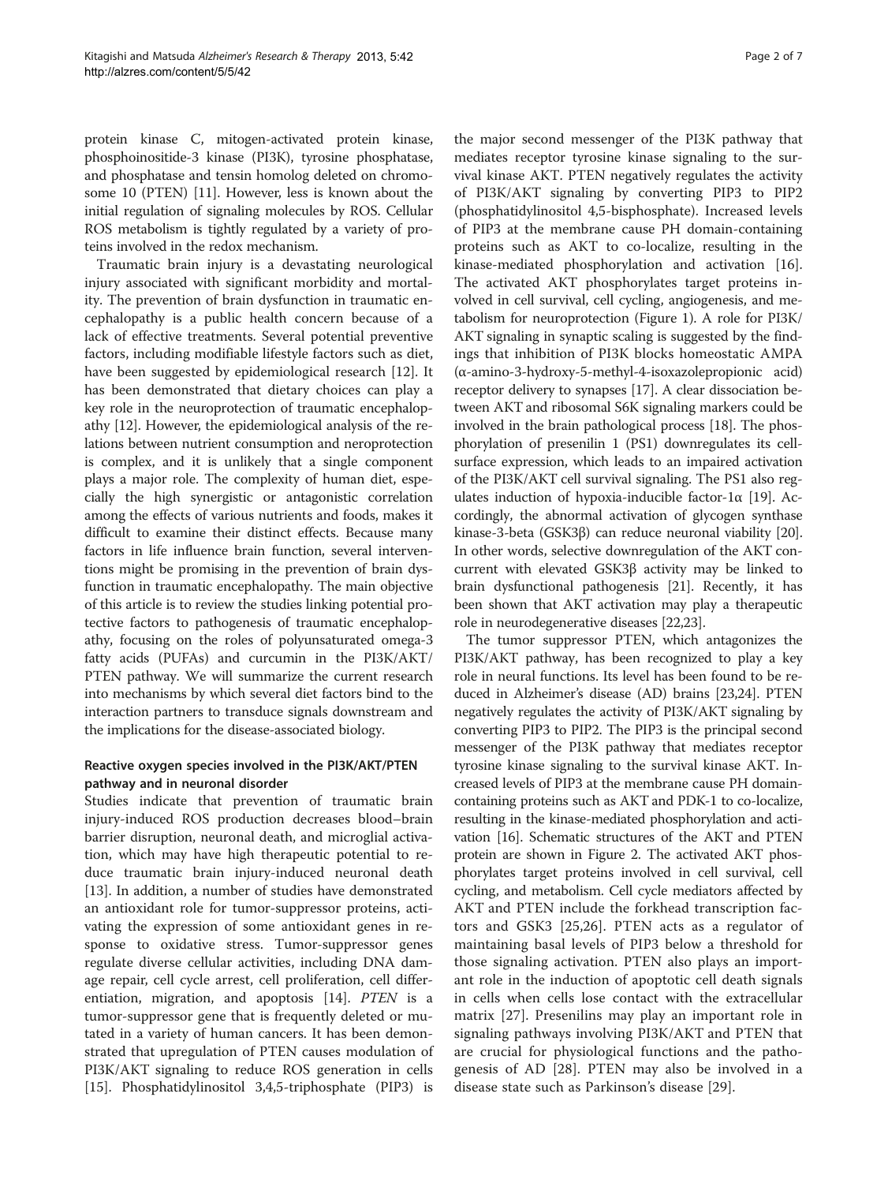protein kinase C, mitogen-activated protein kinase, phosphoinositide-3 kinase (PI3K), tyrosine phosphatase, and phosphatase and tensin homolog deleted on chromosome 10 (PTEN) [11]. However, less is known about the initial regulation of signaling molecules by ROS. Cellular ROS metabolism is tightly regulated by a variety of proteins involved in the redox mechanism.

Traumatic brain injury is a devastating neurological injury associated with significant morbidity and mortality. The prevention of brain dysfunction in traumatic encephalopathy is a public health concern because of a lack of effective treatments. Several potential preventive factors, including modifiable lifestyle factors such as diet, have been suggested by epidemiological research [12]. It has been demonstrated that dietary choices can play a key role in the neuroprotection of traumatic encephalopathy [12]. However, the epidemiological analysis of the relations between nutrient consumption and neroprotection is complex, and it is unlikely that a single component plays a major role. The complexity of human diet, especially the high synergistic or antagonistic correlation among the effects of various nutrients and foods, makes it difficult to examine their distinct effects. Because many factors in life influence brain function, several interventions might be promising in the prevention of brain dysfunction in traumatic encephalopathy. The main objective of this article is to review the studies linking potential protective factors to pathogenesis of traumatic encephalopathy, focusing on the roles of polyunsaturated omega-3 fatty acids (PUFAs) and curcumin in the PI3K/AKT/PTEN pathway. We will summarize the current research into mechanisms by which several diet factors bind to the interaction partners to transduce signals downstream and the implications for the disease-associated biology.

## Reactive oxygen species involved in the PI3K/AKT/PTEN pathway and in neuronal disorder

Studies indicate that prevention of traumatic brain injury-induced ROS production decreases blood–brain barrier disruption, neuronal death, and microglial activation, which may have high therapeutic potential to reduce traumatic brain injury-induced neuronal death [13]. In addition, a number of studies have demonstrated an antioxidant role for tumor-suppressor proteins, activating the expression of some antioxidant genes in response to oxidative stress. Tumor-suppressor genes regulate diverse cellular activities, including DNA damage repair, cell cycle arrest, cell proliferation, cell differentiation, migration, and apoptosis [14]. *PTEN* is a tumor-suppressor gene that is frequently deleted or mutated in a variety of human cancers. It has been demonstrated that upregulation of PTEN causes modulation of PI3K/AKT signaling to reduce ROS generation in cells [15]. Phosphatidylinositol 3,4,5-triphosphate (PIP3) is the major second messenger of the PI3K pathway that mediates receptor tyrosine kinase signaling to the survival kinase AKT. PTEN negatively regulates the activity of PI3K/AKT signaling by converting PIP3 to PIP2 (phosphatidylinositol 4,5-bisphosphate). Increased levels of PIP3 at the membrane cause PH domain-containing proteins such as AKT to co-localize, resulting in the kinase-mediated phosphorylation and activation [16]. The activated AKT phosphorylates target proteins involved in cell survival, cell cycling, angiogenesis, and metabolism for neuroprotection (Figure 1). A role for PI3K/AKT signaling in synaptic scaling is suggested by the findings that inhibition of PI3K blocks homeostatic AMPA (α-amino-3-hydroxy-5-methyl-4-isoxazolepropionic acid) receptor delivery to synapses [17]. A clear dissociation between AKT and ribosomal S6K signaling markers could be involved in the brain pathological process [18]. The phosphorylation of presenilin 1 (PS1) downregulates its cell-surface expression, which leads to an impaired activation of the PI3K/AKT cell survival signaling. The PS1 also regulates induction of hypoxia-inducible factor-1α [19]. Accordingly, the abnormal activation of glycogen synthase kinase-3-beta (GSK3β) can reduce neuronal viability [20]. In other words, selective downregulation of the AKT concurrent with elevated GSK3β activity may be linked to brain dysfunctional pathogenesis [21]. Recently, it has been shown that AKT activation may play a therapeutic role in neurodegenerative diseases [22,23].

The tumor suppressor PTEN, which antagonizes the PI3K/AKT pathway, has been recognized to play a key role in neural functions. Its level has been found to be reduced in Alzheimer's disease (AD) brains [23,24]. PTEN negatively regulates the activity of PI3K/AKT signaling by converting PIP3 to PIP2. The PIP3 is the principal second messenger of the PI3K pathway that mediates receptor tyrosine kinase signaling to the survival kinase AKT. Increased levels of PIP3 at the membrane cause PH domain-containing proteins such as AKT and PDK-1 to co-localize, resulting in the kinase-mediated phosphorylation and activation [16]. Schematic structures of the AKT and PTEN protein are shown in Figure 2. The activated AKT phosphorylates target proteins involved in cell survival, cell cycling, and metabolism. Cell cycle mediators affected by AKT and PTEN include the forkhead transcription factors and GSK3 [25,26]. PTEN acts as a regulator of maintaining basal levels of PIP3 below a threshold for those signaling activation. PTEN also plays an important role in the induction of apoptotic cell death signals in cells when cells lose contact with the extracellular matrix [27]. Presenilins may play an important role in signaling pathways involving PI3K/AKT and PTEN that are crucial for physiological functions and the pathogenesis of AD [28]. PTEN may also be involved in a disease state such as Parkinson's disease [29].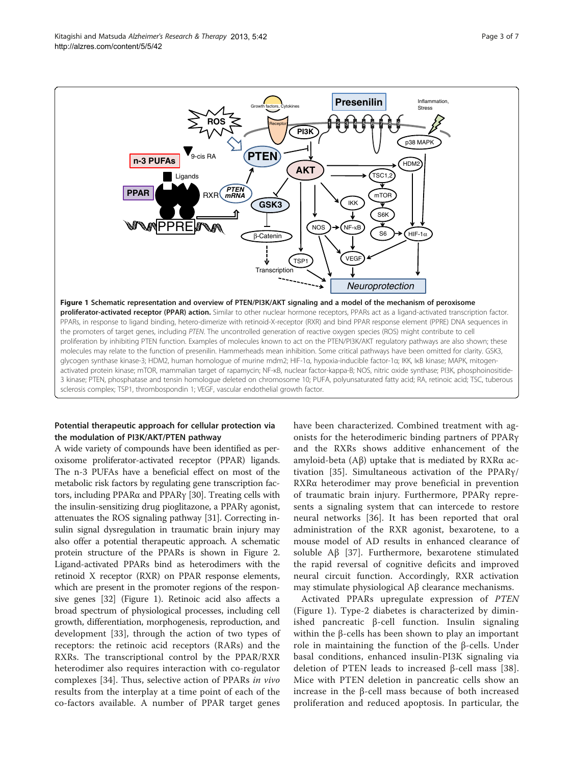**Figure 1 Schematic representation and overview of PTEN/PI3K/AKT signaling and a model of the mechanism of peroxisome proliferator-activated receptor (PPAR) action.** Similar to other nuclear hormone receptors, PPARs act as a ligand-activated transcription factor. PPARs, in response to ligand binding, hetero-dimerize with retinoid-X-receptor (RXR) and bind PPAR response element (PPRE) DNA sequences in the promoters of target genes, including *PTEN*. The uncontrolled generation of reactive oxygen species (ROS) might contribute to cell proliferation by inhibiting PTEN function. Examples of molecules known to act on the PTEN/PI3K/AKT regulatory pathways are also shown; these molecules may relate to the function of presenilin. Hammerheads mean inhibition. Some critical pathways have been omitted for clarity. GSK3, glycogen synthase kinase-3; HDM2, human homologue of murine mdm2; HIF-1α, hypoxia-inducible factor-1α; IKK, IκB kinase; MAPK, mitogen-activated protein kinase; mTOR, mammalian target of rapamycin; NF-κB, nuclear factor-kappa-B; NOS, nitric oxide synthase; PI3K, phosphoinositide-3 kinase; PTEN, phosphatase and tensin homologue deleted on chromosome 10; PUFA, polyunsaturated fatty acid; RA, retinoic acid; TSC, tuberous sclerosis complex; TSP1, thrombospondin 1; VEGF, vascular endothelial growth factor.

### Potential therapeutic approach for cellular protection via the modulation of PI3K/AKT/PTEN pathway

A wide variety of compounds have been identified as peroxisome proliferator-activated receptor (PPAR) ligands. The n-3 PUFAs have a beneficial effect on most of the metabolic risk factors by regulating gene transcription factors, including PPARα and PPARγ [30]. Treating cells with the insulin-sensitizing drug pioglitazone, a PPARγ agonist, attenuates the ROS signaling pathway [31]. Correcting insulin signal dysregulation in traumatic brain injury may also offer a potential therapeutic approach. A schematic protein structure of the PPARs is shown in Figure 2. Ligand-activated PPARs bind as heterodimers with the retinoid X receptor (RXR) on PPAR response elements, which are present in the promoter regions of the responsive genes [32] (Figure 1). Retinoic acid also affects a broad spectrum of physiological processes, including cell growth, differentiation, morphogenesis, reproduction, and development [33], through the action of two types of receptors: the retinoic acid receptors (RARs) and the RXRs. The transcriptional control by the PPAR/RXR heterodimer also requires interaction with co-regulator complexes [34]. Thus, selective action of PPARs *in vivo* results from the interplay at a time point of each of the co-factors available. A number of PPAR target genes have been characterized. Combined treatment with agonists for the heterodimeric binding partners of PPARγ and the RXRs shows additive enhancement of the amyloid-beta (Aβ) uptake that is mediated by RXRα activation [35]. Simultaneous activation of the PPARγ/RXRα heterodimer may prove beneficial in prevention of traumatic brain injury. Furthermore, PPARγ represents a signaling system that can intercede to restore neural networks [36]. It has been reported that oral administration of the RXR agonist, bexarotene, to a mouse model of AD results in enhanced clearance of soluble Aβ [37]. Furthermore, bexarotene stimulated the rapid reversal of cognitive deficits and improved neural circuit function. Accordingly, RXR activation may stimulate physiological Aβ clearance mechanisms.

Activated PPARs upregulate expression of *PTEN* (Figure 1). Type-2 diabetes is characterized by diminished pancreatic β-cell function. Insulin signaling within the β-cells has been shown to play an important role in maintaining the function of the β-cells. Under basal conditions, enhanced insulin-PI3K signaling via deletion of PTEN leads to increased β-cell mass [38]. Mice with PTEN deletion in pancreatic cells show an increase in the β-cell mass because of both increased proliferation and reduced apoptosis. In particular, the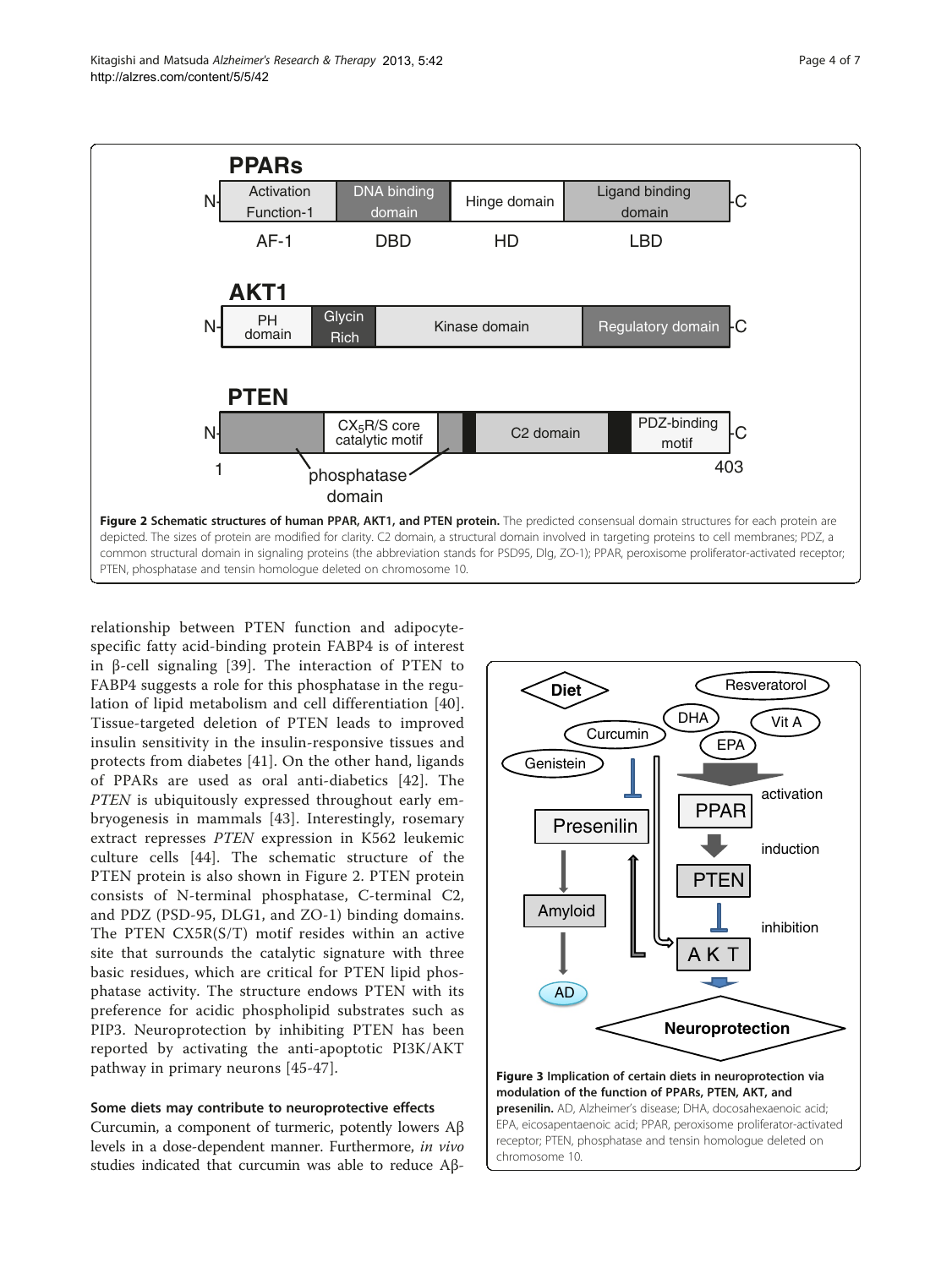**Figure 2 Schematic structures of human PPAR, AKT1, and PTEN protein.** The predicted consensual domain structures for each protein are depicted. The sizes of protein are modified for clarity. C2 domain, a structural domain involved in targeting proteins to cell membranes; PDZ, a common structural domain in signaling proteins (the abbreviation stands for PSD95, Dlg, ZO-1); PPAR, peroxisome proliferator-activated receptor; PTEN, phosphatase and tensin homologue deleted on chromosome 10.

relationship between PTEN function and adipocyte-specific fatty acid-binding protein FABP4 is of interest in β-cell signaling [39]. The interaction of PTEN to FABP4 suggests a role for this phosphatase in the regulation of lipid metabolism and cell differentiation [40]. Tissue-targeted deletion of PTEN leads to improved insulin sensitivity in the insulin-responsive tissues and protects from diabetes [41]. On the other hand, ligands of PPARs are used as oral anti-diabetics [42]. The *PTEN* is ubiquitously expressed throughout early embryogenesis in mammals [43]. Interestingly, rosemary extract represses *PTEN* expression in K562 leukemic culture cells [44]. The schematic structure of the PTEN protein is also shown in Figure 2. PTEN protein consists of N-terminal phosphatase, C-terminal C2, and PDZ (PSD-95, DLG1, and ZO-1) binding domains. The PTEN CX5R(S/T) motif resides within an active site that surrounds the catalytic signature with three basic residues, which are critical for PTEN lipid phosphatase activity. The structure endows PTEN with its preference for acidic phospholipid substrates such as PIP3. Neuroprotection by inhibiting PTEN has been reported by activating the anti-apoptotic PI3K/AKT pathway in primary neurons [45-47].

### Some diets may contribute to neuroprotective effects

Curcumin, a component of turmeric, potently lowers Aβ levels in a dose-dependent manner. Furthermore, *in vivo* studies indicated that curcumin was able to reduce Aβ-

**Figure 3 Implication of certain diets in neuroprotection via modulation of the function of PPARs, PTEN, AKT, and presenilin.** AD, Alzheimer's disease; DHA, docosahexaenoic acid; EPA, eicosapentaenoic acid; PPAR, peroxisome proliferator-activated receptor; PTEN, phosphatase and tensin homologue deleted on chromosome 10.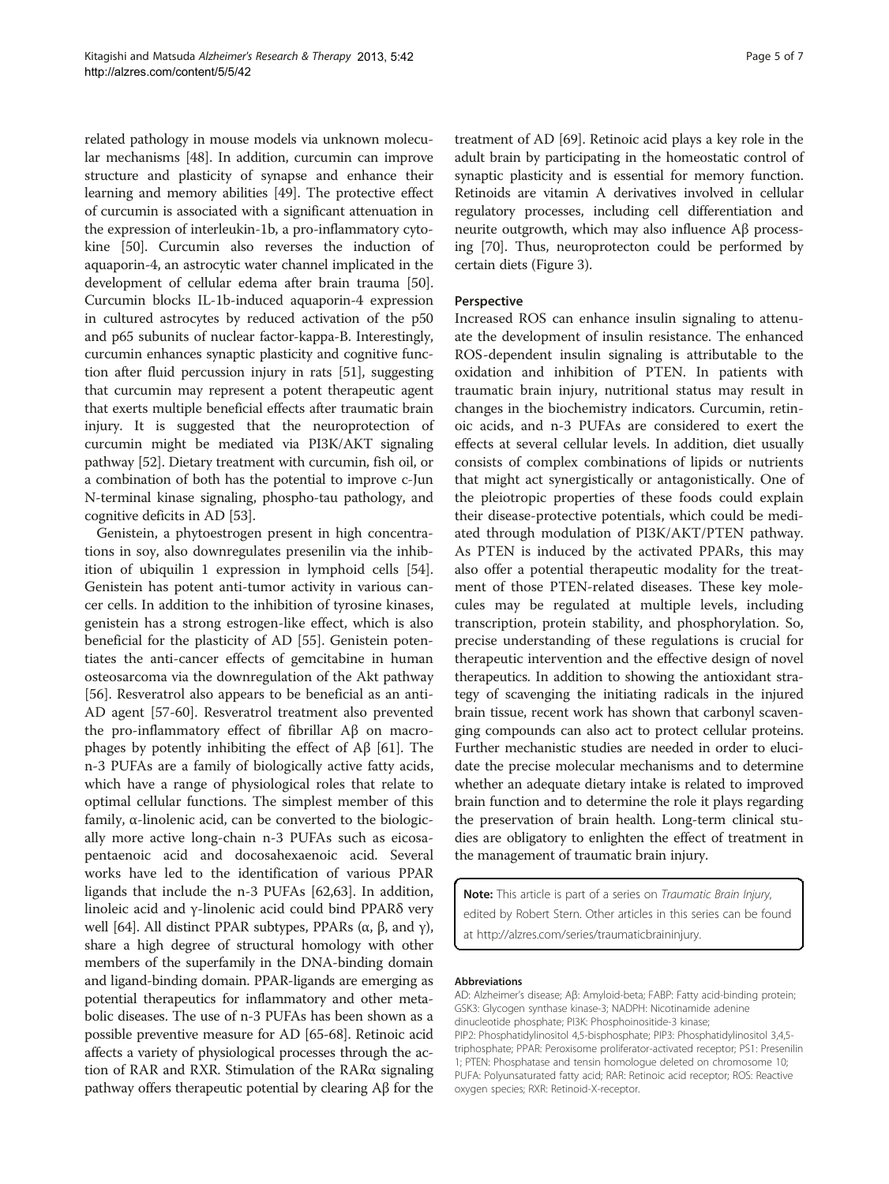related pathology in mouse models via unknown molecular mechanisms [48]. In addition, curcumin can improve structure and plasticity of synapse and enhance their learning and memory abilities [49]. The protective effect of curcumin is associated with a significant attenuation in the expression of interleukin-1b, a pro-inflammatory cytokine [50]. Curcumin also reverses the induction of aquaporin-4, an astrocytic water channel implicated in the development of cellular edema after brain trauma [50]. Curcumin blocks IL-1b-induced aquaporin-4 expression in cultured astrocytes by reduced activation of the p50 and p65 subunits of nuclear factor-kappa-B. Interestingly, curcumin enhances synaptic plasticity and cognitive function after fluid percussion injury in rats [51], suggesting that curcumin may represent a potent therapeutic agent that exerts multiple beneficial effects after traumatic brain injury. It is suggested that the neuroprotection of curcumin might be mediated via PI3K/AKT signaling pathway [52]. Dietary treatment with curcumin, fish oil, or a combination of both has the potential to improve c-Jun N-terminal kinase signaling, phospho-tau pathology, and cognitive deficits in AD [53].

Genistein, a phytoestrogen present in high concentrations in soy, also downregulates presenilin via the inhibition of ubiquilin 1 expression in lymphoid cells [54]. Genistein has potent anti-tumor activity in various cancer cells. In addition to the inhibition of tyrosine kinases, genistein has a strong estrogen-like effect, which is also beneficial for the plasticity of AD [55]. Genistein potentiates the anti-cancer effects of gemcitabine in human osteosarcoma via the downregulation of the Akt pathway [56]. Resveratrol also appears to be beneficial as an anti-AD agent [57-60]. Resveratrol treatment also prevented the pro-inflammatory effect of fibrillar Aβ on macrophages by potently inhibiting the effect of Aβ [61]. The n-3 PUFAs are a family of biologically active fatty acids, which have a range of physiological roles that relate to optimal cellular functions. The simplest member of this family, α-linolenic acid, can be converted to the biologically more active long-chain n-3 PUFAs such as eicosapentaenoic acid and docosahexaenoic acid. Several works have led to the identification of various PPAR ligands that include the n-3 PUFAs [62,63]. In addition, linoleic acid and γ-linolenic acid could bind PPARδ very well [64]. All distinct PPAR subtypes, PPARs (α, β, and γ), share a high degree of structural homology with other members of the superfamily in the DNA-binding domain and ligand-binding domain. PPAR-ligands are emerging as potential therapeutics for inflammatory and other metabolic diseases. The use of n-3 PUFAs has been shown as a possible preventive measure for AD [65-68]. Retinoic acid affects a variety of physiological processes through the action of RAR and RXR. Stimulation of the RARα signaling pathway offers therapeutic potential by clearing Aβ for the treatment of AD [69]. Retinoic acid plays a key role in the adult brain by participating in the homeostatic control of synaptic plasticity and is essential for memory function. Retinoids are vitamin A derivatives involved in cellular regulatory processes, including cell differentiation and neurite outgrowth, which may also influence Aβ processing [70]. Thus, neuroprotecton could be performed by certain diets (Figure 3).

## Perspective

Increased ROS can enhance insulin signaling to attenuate the development of insulin resistance. The enhanced ROS-dependent insulin signaling is attributable to the oxidation and inhibition of PTEN. In patients with traumatic brain injury, nutritional status may result in changes in the biochemistry indicators. Curcumin, retinoic acids, and n-3 PUFAs are considered to exert the effects at several cellular levels. In addition, diet usually consists of complex combinations of lipids or nutrients that might act synergistically or antagonistically. One of the pleiotropic properties of these foods could explain their disease-protective potentials, which could be mediated through modulation of PI3K/AKT/PTEN pathway. As PTEN is induced by the activated PPARs, this may also offer a potential therapeutic modality for the treatment of those PTEN-related diseases. These key molecules may be regulated at multiple levels, including transcription, protein stability, and phosphorylation. So, precise understanding of these regulations is crucial for therapeutic intervention and the effective design of novel therapeutics. In addition to showing the antioxidant strategy of scavenging the initiating radicals in the injured brain tissue, recent work has shown that carbonyl scavenging compounds can also act to protect cellular proteins. Further mechanistic studies are needed in order to elucidate the precise molecular mechanisms and to determine whether an adequate dietary intake is related to improved brain function and to determine the role it plays regarding the preservation of brain health. Long-term clinical studies are obligatory to enlighten the effect of treatment in the management of traumatic brain injury.

**Note:** This article is part of a series on *Traumatic Brain Injury*, edited by Robert Stern. Other articles in this series can be found at http://alzres.com/series/traumaticbraininjury.

#### Abbreviations

AD: Alzheimer's disease; Aβ: Amyloid-beta; FABP: Fatty acid-binding protein; GSK3: Glycogen synthase kinase-3; NADPH: Nicotinamide adenine dinucleotide phosphate; PI3K: Phosphoinositide-3 kinase; PIP2: Phosphatidylinositol 4,5-bisphosphate; PIP3: Phosphatidylinositol 3,4,5-triphosphate; PPAR: Peroxisome proliferator-activated receptor; PS1: Presenilin 1; PTEN: Phosphatase and tensin homologue deleted on chromosome 10; PUFA: Polyunsaturated fatty acid; RAR: Retinoic acid receptor; ROS: Reactive oxygen species; RXR: Retinoid-X-receptor.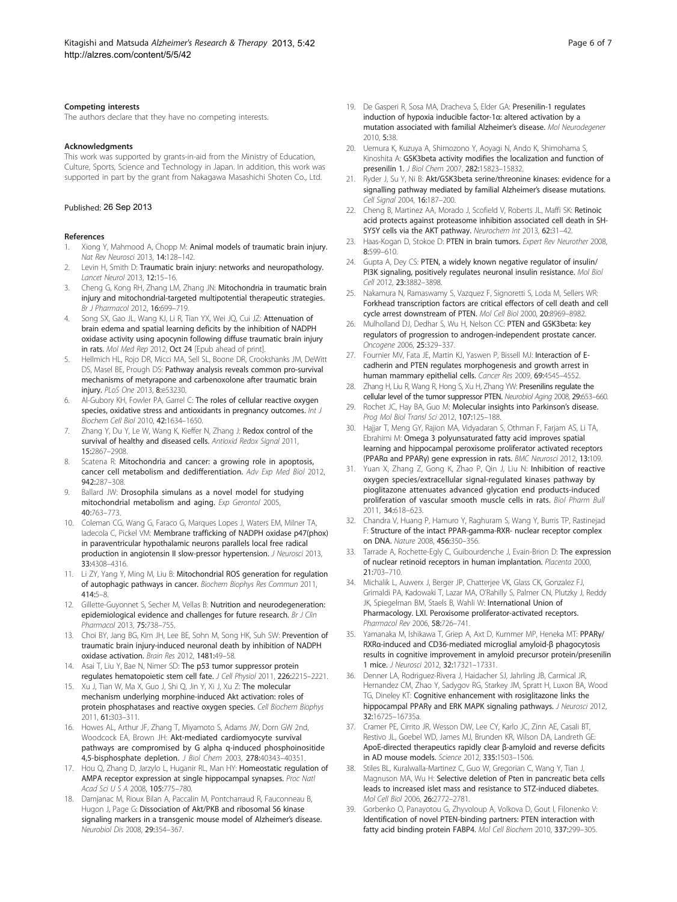### Competing interests

The authors declare that they have no competing interests.

### Acknowledgments

This work was supported by grants-in-aid from the Ministry of Education, Culture, Sports, Science and Technology in Japan. In addition, this work was supported in part by the grant from Nakagawa Masashichi Shoten Co., Ltd.

Published: 26 Sep 2013

### References

1. Xiong Y, Mahmood A, Chopp M: **Animal models of traumatic brain injury.** *Nat Rev Neurosci* 2013, **14**:128–142.
2. Levin H, Smith D: **Traumatic brain injury: networks and neuropathology.** *Lancet Neurol* 2013, **12**:15–16.
3. Cheng G, Kong RH, Zhang LM, Zhang JN: **Mitochondria in traumatic brain injury and mitochondrial-targeted multipotential therapeutic strategies.** *Br J Pharmacol* 2012, **16**:699–719.
4. Song SX, Gao JL, Wang KJ, Li R, Tian YX, Wei JQ, Cui JZ: **Attenuation of brain edema and spatial learning deficits by the inhibition of NADPH oxidase activity using apocynin following diffuse traumatic brain injury in rats.** *Mol Med Rep* 2012, Oct 24 [Epub ahead of print].
5. Hellmich HL, Rojo DR, Micci MA, Sell SL, Boone DR, Crookshanks JM, DeWitt DS, Masel BE, Prough DS: **Pathway analysis reveals common pro-survival mechanisms of metyrapone and carbenoxolone after traumatic brain injury.** *PLoS One* 2013, **8**:e53230.
6. Al-Gubory KH, Fowler PA, Garrel C: **The roles of cellular reactive oxygen species, oxidative stress and antioxidants in pregnancy outcomes.** *Int J Biochem Cell Biol* 2010, **42**:1634–1650.
7. Zhang Y, Du Y, Le W, Wang K, Kieffer N, Zhang J: **Redox control of the survival of healthy and diseased cells.** *Antioxid Redox Signal* 2011, **15**:2867–2908.
8. Scatena R: **Mitochondria and cancer: a growing role in apoptosis, cancer cell metabolism and dedifferentiation.** *Adv Exp Med Biol* 2012, **942**:287–308.
9. Ballard JW: **Drosophila simulans as a novel model for studying mitochondrial metabolism and aging.** *Exp Gerontol* 2005, **40**:763–773.
10. Coleman CG, Wang G, Faraco G, Marques Lopes J, Waters EM, Milner TA, Iadecola C, Pickel VM: **Membrane trafficking of NADPH oxidase p47(phox) in paraventricular hypothalamic neurons parallels local free radical production in angiotensin II slow-pressor hypertension.** *J Neurosci* 2013, **33**:4308–4316.
11. Li ZY, Yang Y, Ming M, Liu B: **Mitochondrial ROS generation for regulation of autophagic pathways in cancer.** *Biochem Biophys Res Commun* 2011, **414**:5–8.
12. Gillette-Guyonnet S, Secher M, Vellas B: **Nutrition and neurodegeneration: epidemiological evidence and challenges for future research.** *Br J Clin Pharmacol* 2013, **75**:738–755.
13. Choi BY, Jang BG, Kim JH, Lee BE, Sohn M, Song HK, Suh SW: **Prevention of traumatic brain injury-induced neuronal death by inhibition of NADPH oxidase activation.** *Brain Res* 2012, **1481**:49–58.
14. Asai T, Liu Y, Bae N, Nimer SD: **The p53 tumor suppressor protein regulates hematopoietic stem cell fate.** *J Cell Physiol* 2011, **226**:2215–2221.
15. Xu J, Tian W, Ma X, Guo J, Shi Q, Jin Y, Xi J, Xu Z: **The molecular mechanism underlying morphine-induced Akt activation: roles of protein phosphatases and reactive oxygen species.** *Cell Biochem Biophys* 2011, **61**:303–311.
16. Howes AL, Arthur JF, Zhang T, Miyamoto S, Adams JW, Dorn GW 2nd, Woodcock EA, Brown JH: **Akt-mediated cardiomyocyte survival pathways are compromised by G alpha q-induced phosphoinositide 4,5-bisphosphate depletion.** *J Biol Chem* 2003, **278**:40343–40351.
17. Hou Q, Zhang D, Jarzylo L, Huganir RL, Man HY: **Homeostatic regulation of AMPA receptor expression at single hippocampal synapses.** *Proc Natl Acad Sci U S A* 2008, **105**:775–780.
18. Damjanac M, Rioux Bilan A, Paccalin M, Pontcharraud R, Fauconneau B, Hugon J, Page G: **Dissociation of Akt/PKB and ribosomal S6 kinase signaling markers in a transgenic mouse model of Alzheimer's disease.** *Neurobiol Dis* 2008, **29**:354–367.
19. De Gasperi R, Sosa MA, Dracheva S, Elder GA: **Presenilin-1 regulates induction of hypoxia inducible factor-1α: altered activation by a mutation associated with familial Alzheimer's disease.** *Mol Neurodegener* 2010, **5**:38.
20. Uemura K, Kuzuya A, Shimozono Y, Aoyagi N, Ando K, Shimohama S, Kinoshita A: **GSK3beta activity modifies the localization and function of presenilin 1.** *J Biol Chem* 2007, **282**:15823–15832.
21. Ryder J, Su Y, Ni B: **Akt/GSK3beta serine/threonine kinases: evidence for a signalling pathway mediated by familial Alzheimer's disease mutations.** *Cell Signal* 2004, **16**:187–200.
22. Cheng B, Martinez AA, Morado J, Scofield V, Roberts JL, Maffi SK: **Retinoic acid protects against proteasome inhibition associated cell death in SH-SY5Y cells via the AKT pathway.** *Neurochem Int* 2013, **62**:31–42.
23. Haas-Kogan D, Stokoe D: **PTEN in brain tumors.** *Expert Rev Neurother* 2008, **8**:599–610.
24. Gupta A, Dey CS: **PTEN, a widely known negative regulator of insulin/PI3K signaling, positively regulates neuronal insulin resistance.** *Mol Biol Cell* 2012, **23**:3882–3898.
25. Nakamura N, Ramaswamy S, Vazquez F, Signoretti S, Loda M, Sellers WR: **Forkhead transcription factors are critical effectors of cell death and cell cycle arrest downstream of PTEN.** *Mol Cell Biol* 2000, **20**:8969–8982.
26. Mulholland DJ, Dedhar S, Wu H, Nelson CC: **PTEN and GSK3beta: key regulators of progression to androgen-independent prostate cancer.** *Oncogene* 2006, **25**:329–337.
27. Fournier MV, Fata JE, Martin KJ, Yaswen P, Bissell MJ: **Interaction of E-cadherin and PTEN regulates morphogenesis and growth arrest in human mammary epithelial cells.** *Cancer Res* 2009, **69**:4545–4552.
28. Zhang H, Liu R, Wang R, Hong S, Xu H, Zhang YW: **Presenilins regulate the cellular level of the tumor suppressor PTEN.** *Neurobiol Aging* 2008, **29**:653–660.
29. Rochet JC, Hay BA, Guo M: **Molecular insights into Parkinson's disease.** *Prog Mol Biol Transl Sci* 2012, **107**:125–188.
30. Hajjar T, Meng GY, Rajion MA, Vidyadaran S, Othman F, Farjam AS, Li TA, Ebrahimi M: **Omega 3 polyunsaturated fatty acid improves spatial learning and hippocampal peroxisome proliferator activated receptors (PPARα and PPARγ) gene expression in rats.** *BMC Neurosci* 2012, **13**:109.
31. Yuan X, Zhang Z, Gong K, Zhao P, Qin J, Liu N: **Inhibition of reactive oxygen species/extracellular signal-regulated kinases pathway by pioglitazone attenuates advanced glycation end products-induced proliferation of vascular smooth muscle cells in rats.** *Biol Pharm Bull* 2011, **34**:618–623.
32. Chandra V, Huang P, Hamuro Y, Raghuram S, Wang Y, Burris TP, Rastinejad F: **Structure of the intact PPAR-gamma-RXR- nuclear receptor complex on DNA.** *Nature* 2008, **456**:350–356.
33. Tarrade A, Rochette-Egly C, Guibourdenche J, Evain-Brion D: **The expression of nuclear retinoid receptors in human implantation.** *Placenta* 2000, **21**:703–710.
34. Michalik L, Auwerx J, Berger JP, Chatterjee VK, Glass CK, Gonzalez FJ, Grimaldi PA, Kadowaki T, Lazar MA, O'Rahilly S, Palmer CN, Plutzky J, Reddy JK, Spiegelman BM, Staels B, Wahli W: **International Union of Pharmacology. LXI. Peroxisome proliferator-activated receptors.** *Pharmacol Rev* 2006, **58**:726–741.
35. Yamanaka M, Ishikawa T, Griep A, Axt D, Kummer MP, Heneka MT: **PPARγ/RXRα-induced and CD36-mediated microglial amyloid-β phagocytosis results in cognitive improvement in amyloid precursor protein/presenilin 1 mice.** *J Neurosci* 2012, **32**:17321–17331.
36. Denner LA, Rodriguez-Rivera J, Haidacher SJ, Jahrling JB, Carmical JR, Hernandez CM, Zhao Y, Sadygov RG, Starkey JM, Spratt H, Luxon BA, Wood TG, Dineley KT: **Cognitive enhancement with rosiglitazone links the hippocampal PPARγ and ERK MAPK signaling pathways.** *J Neurosci* 2012, **32**:16725–16735a.
37. Cramer PE, Cirrito JR, Wesson DW, Lee CY, Karlo JC, Zinn AE, Casali BT, Restivo JL, Goebel WD, James MJ, Brunden KR, Wilson DA, Landreth GE: **ApoE-directed therapeutics rapidly clear β-amyloid and reverse deficits in AD mouse models.** *Science* 2012, **335**:1503–1506.
38. Stiles BL, Kuralwalla-Martinez C, Guo W, Gregorian C, Wang Y, Tian J, Magnuson MA, Wu H: **Selective deletion of Pten in pancreatic beta cells leads to increased islet mass and resistance to STZ-induced diabetes.** *Mol Cell Biol* 2006, **26**:2772–2781.
39. Gorbenko O, Panayotou G, Zhyvoloup A, Volkova D, Gout I, Filonenko V: **Identification of novel PTEN-binding partners: PTEN interaction with fatty acid binding protein FABP4.** *Mol Cell Biochem* 2010, **337**:299–305.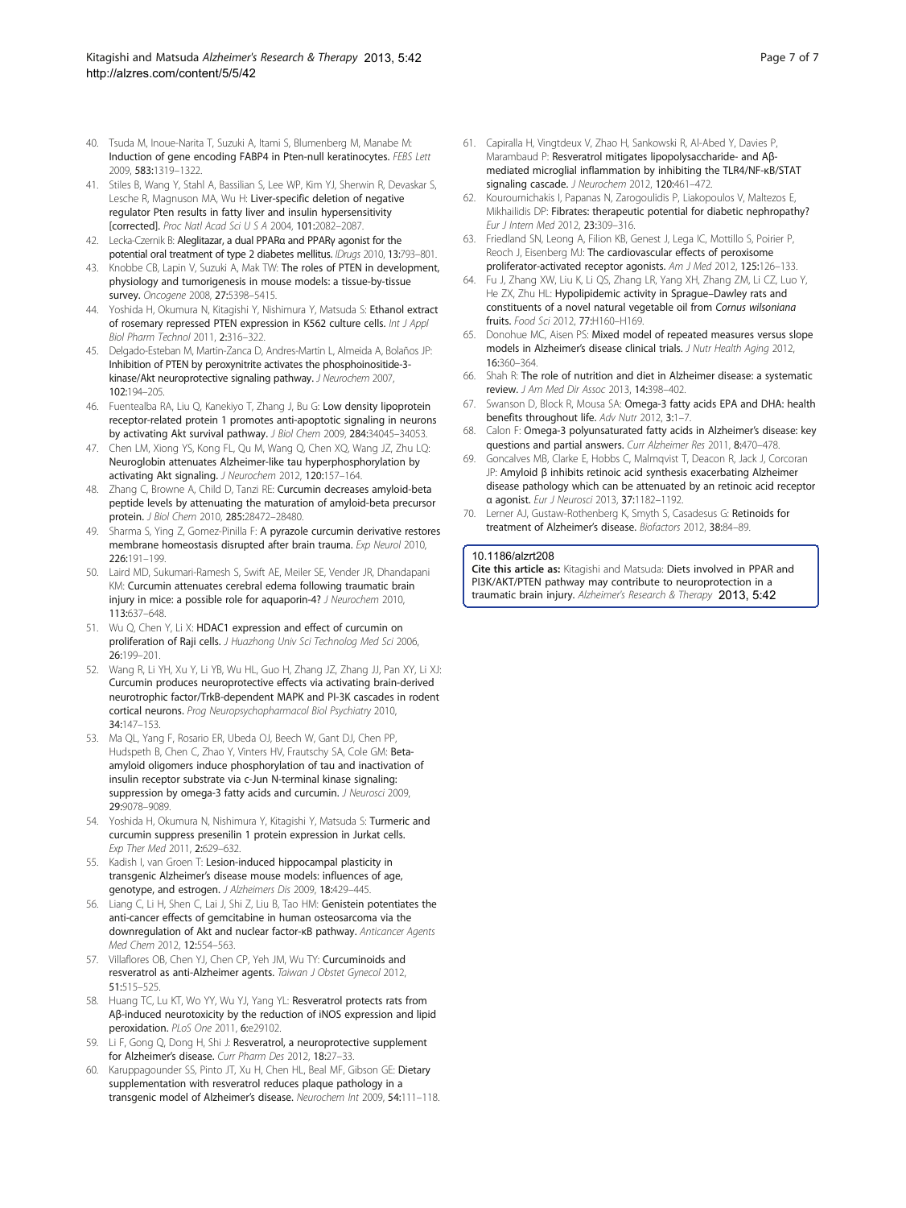40. Tsuda M, Inoue-Narita T, Suzuki A, Itami S, Blumenberg M, Manabe M: Induction of gene encoding FABP4 in Pten-null keratinocytes. *FEBS Lett* 2009, **583**:1319–1322.
41. Stiles B, Wang Y, Stahl A, Bassilian S, Lee WP, Kim YJ, Sherwin R, Devaskar S, Lesche R, Magnuson MA, Wu H: Liver-specific deletion of negative regulator Pten results in fatty liver and insulin hypersensitivity [corrected]. *Proc Natl Acad Sci U S A* 2004, **101**:2082–2087.
42. Lecka-Czernik B: Aleglitazar, a dual PPARα and PPARγ agonist for the potential oral treatment of type 2 diabetes mellitus. *IDrugs* 2010, **13**:793–801.
43. Knobbe CB, Lapin V, Suzuki A, Mak TW: The roles of PTEN in development, physiology and tumorigenesis in mouse models: a tissue-by-tissue survey. *Oncogene* 2008, **27**:5398–5415.
44. Yoshida H, Okumura N, Kitagishi Y, Nishimura Y, Matsuda S: Ethanol extract of rosemary repressed PTEN expression in K562 culture cells. *Int J Appl Biol Pharm Technol* 2011, **2**:316–322.
45. Delgado-Esteban M, Martin-Zanca D, Andres-Martin L, Almeida A, Bolaños JP: Inhibition of PTEN by peroxynitrite activates the phosphoinositide-3-kinase/Akt neuroprotective signaling pathway. *J Neurochem* 2007, **102**:194–205.
46. Fuentealba RA, Liu Q, Kanekiyo T, Zhang J, Bu G: Low density lipoprotein receptor-related protein 1 promotes anti-apoptotic signaling in neurons by activating Akt survival pathway. *J Biol Chem* 2009, **284**:34045–34053.
47. Chen LM, Xiong YS, Kong FL, Qu M, Wang Q, Chen XQ, Wang JZ, Zhu LQ: Neuroglobin attenuates Alzheimer-like tau hyperphosphorylation by activating Akt signaling. *J Neurochem* 2012, **120**:157–164.
48. Zhang C, Browne A, Child D, Tanzi RE: Curcumin decreases amyloid-beta peptide levels by attenuating the maturation of amyloid-beta precursor protein. *J Biol Chem* 2010, **285**:28472–28480.
49. Sharma S, Ying Z, Gomez-Pinilla F: A pyrazole curcumin derivative restores membrane homeostasis disrupted after brain trauma. *Exp Neurol* 2010, **226**:191–199.
50. Laird MD, Sukumari-Ramesh S, Swift AE, Meiler SE, Vender JR, Dhandapani KM: Curcumin attenuates cerebral edema following traumatic brain injury in mice: a possible role for aquaporin-4? *J Neurochem* 2010, **113**:637–648.
51. Wu Q, Chen Y, Li X: HDAC1 expression and effect of curcumin on proliferation of Raji cells. *J Huazhong Univ Sci Technolog Med Sci* 2006, **26**:199–201.
52. Wang R, Li YH, Xu Y, Li YB, Wu HL, Guo H, Zhang JZ, Zhang JJ, Pan XY, Li XJ: Curcumin produces neuroprotective effects via activating brain-derived neurotrophic factor/TrkB-dependent MAPK and PI-3K cascades in rodent cortical neurons. *Prog Neuropsychopharmacol Biol Psychiatry* 2010, **34**:147–153.
53. Ma QL, Yang F, Rosario ER, Ubeda OJ, Beech W, Gant DJ, Chen PP, Hudspeth B, Chen C, Zhao Y, Vinters HV, Frautschy SA, Cole GM: Beta-amyloid oligomers induce phosphorylation of tau and inactivation of insulin receptor substrate via c-Jun N-terminal kinase signaling: suppression by omega-3 fatty acids and curcumin. *J Neurosci* 2009, **29**:9078–9089.
54. Yoshida H, Okumura N, Nishimura Y, Kitagishi Y, Matsuda S: Turmeric and curcumin suppress presenilin 1 protein expression in Jurkat cells. *Exp Ther Med* 2011, **2**:629–632.
55. Kadish I, van Groen T: Lesion-induced hippocampal plasticity in transgenic Alzheimer's disease mouse models: influences of age, genotype, and estrogen. *J Alzheimers Dis* 2009, **18**:429–445.
56. Liang C, Li H, Shen C, Lai J, Shi Z, Liu B, Tao HM: Genistein potentiates the anti-cancer effects of gemcitabine in human osteosarcoma via the downregulation of Akt and nuclear factor-κB pathway. *Anticancer Agents Med Chem* 2012, **12**:554–563.
57. Villaflores OB, Chen YJ, Chen CP, Yeh JM, Wu TY: Curcuminoids and resveratrol as anti-Alzheimer agents. *Taiwan J Obstet Gynecol* 2012, **51**:515–525.
58. Huang TC, Lu KT, Wo YY, Wu YJ, Yang YL: Resveratrol protects rats from Aβ-induced neurotoxicity by the reduction of iNOS expression and lipid peroxidation. *PLoS One* 2011, **6**:e29102.
59. Li F, Gong Q, Dong H, Shi J: Resveratrol, a neuroprotective supplement for Alzheimer's disease. *Curr Pharm Des* 2012, **18**:27–33.
60. Karuppagounder SS, Pinto JT, Xu H, Chen HL, Beal MF, Gibson GE: Dietary supplementation with resveratrol reduces plaque pathology in a transgenic model of Alzheimer's disease. *Neurochem Int* 2009, **54**:111–118.
61. Capiralla H, Vingtdeux V, Zhao H, Sankowski R, Al-Abed Y, Davies P, Marambaud P: Resveratrol mitigates lipopolysaccharide- and Aβ-mediated microglial inflammation by inhibiting the TLR4/NF-κB/STAT signaling cascade. *J Neurochem* 2012, **120**:461–472.
62. Kouroumichakis I, Papanas N, Zarogoulidis P, Liakopoulos V, Maltezos E, Mikhailidis DP: Fibrates: therapeutic potential for diabetic nephropathy? *Eur J Intern Med* 2012, **23**:309–316.
63. Friedland SN, Leong A, Filion KB, Genest J, Lega IC, Mottillo S, Poirier P, Reoch J, Eisenberg MJ: The cardiovascular effects of peroxisome proliferator-activated receptor agonists. *Am J Med* 2012, **125**:126–133.
64. Fu J, Zhang XW, Liu K, Li QS, Zhang LR, Yang XH, Zhang ZM, Li CZ, Luo Y, He ZX, Zhu HL: Hypolipidemic activity in Sprague–Dawley rats and constituents of a novel natural vegetable oil from *Cornus wilsoniana* fruits. *Food Sci* 2012, **77**:H160–H169.
65. Donohue MC, Aisen PS: Mixed model of repeated measures versus slope models in Alzheimer's disease clinical trials. *J Nutr Health Aging* 2012, **16**:360–364.
66. Shah R: The role of nutrition and diet in Alzheimer disease: a systematic review. *J Am Med Dir Assoc* 2013, **14**:398–402.
67. Swanson D, Block R, Mousa SA: Omega-3 fatty acids EPA and DHA: health benefits throughout life. *Adv Nutr* 2012, **3**:1–7.
68. Calon F: Omega-3 polyunsaturated fatty acids in Alzheimer's disease: key questions and partial answers. *Curr Alzheimer Res* 2011, **8**:470–478.
69. Goncalves MB, Clarke E, Hobbs C, Malmqvist T, Deacon R, Jack J, Corcoran JP: Amyloid β inhibits retinoic acid synthesis exacerbating Alzheimer disease pathology which can be attenuated by an retinoic acid receptor α agonist. *Eur J Neurosci* 2013, **37**:1182–1192.
70. Lerner AJ, Gustaw-Rothenberg K, Smyth S, Casadesus G: Retinoids for treatment of Alzheimer's disease. *Biofactors* 2012, **38**:84–89.

10.1186/alzrt208

**Cite this article as:** Kitagishi and Matsuda: Diets involved in PPAR and PI3K/AKT/PTEN pathway may contribute to neuroprotection in a traumatic brain injury. *Alzheimer's Research & Therapy* 2013, 5:42